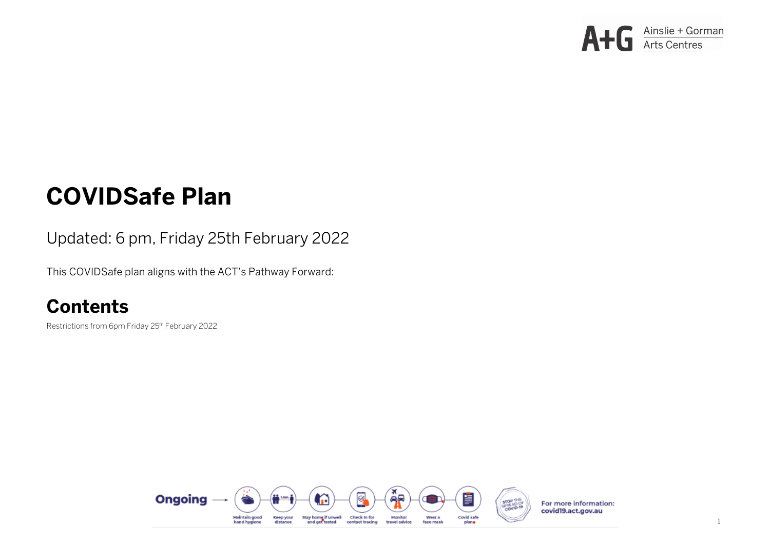# COVIDSafe Plan

Updated: 6 pm, Friday 25th February 2022

This COVIDSafe plan aligns with the ACT's Pathway Forward:

## Contents

Restrictions from 6pm Friday 25th February 2022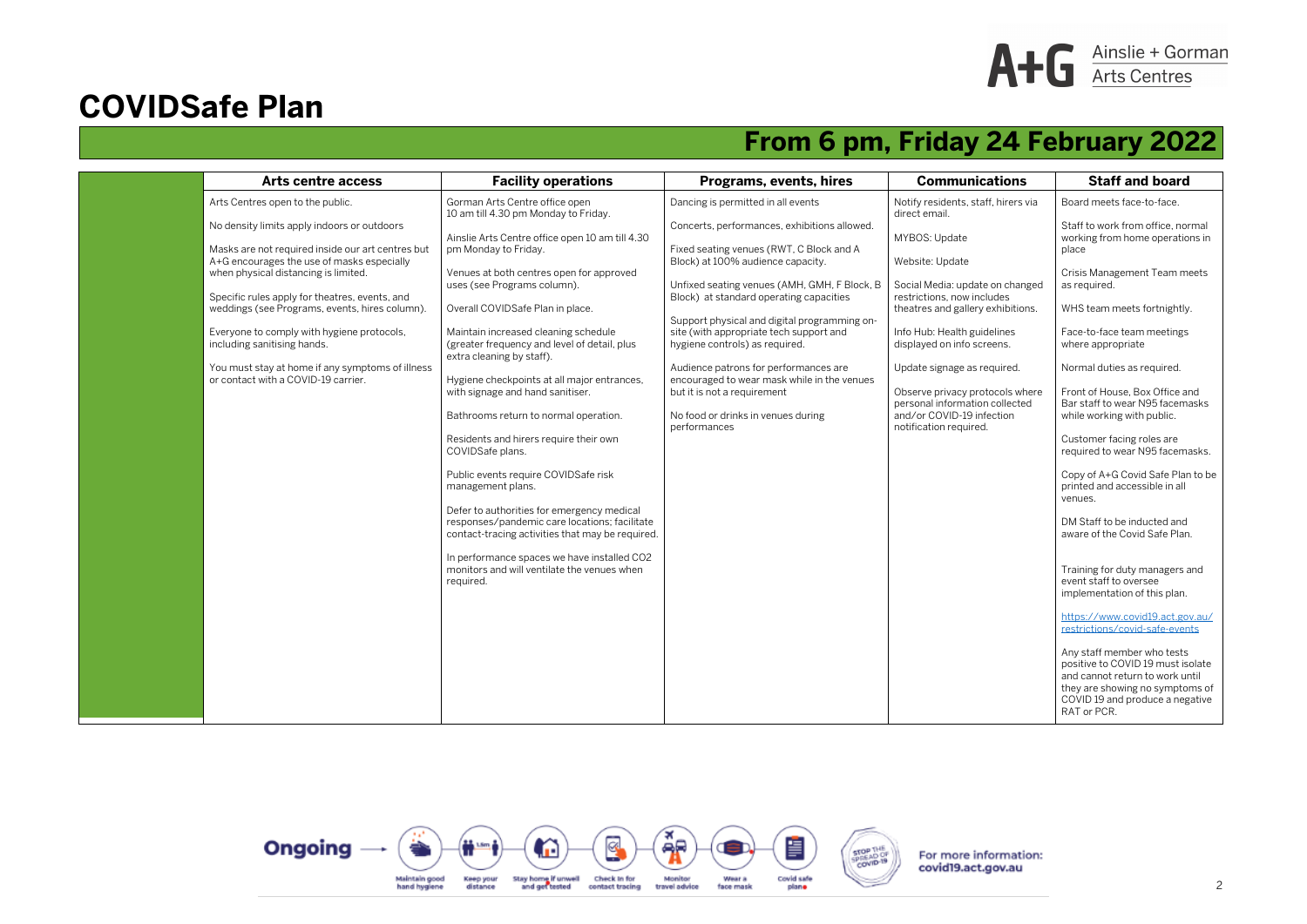# COVIDSafe Plan

## From 6 pm, Friday 24 February 2022

| Arts centre access | Facility operations | Programs, events, hires | Communications | Staff and board |
|---|---|---|---|---|
| Arts Centres open to the public.<br><br>No density limits apply indoors or outdoors<br><br>Masks are not required inside our art centres but A+G encourages the use of masks especially when physical distancing is limited.<br><br>Specific rules apply for theatres, events, and weddings (see Programs, events, hires column).<br><br>Everyone to comply with hygiene protocols, including sanitising hands.<br><br>You must stay at home if any symptoms of illness or contact with a COVID-19 carrier. | Gorman Arts Centre office open 10 am till 4.30 pm Monday to Friday.<br><br>Ainslie Arts Centre office open 10 am till 4.30 pm Monday to Friday.<br><br>Venues at both centres open for approved uses (see Programs column).<br><br>Overall COVIDSafe Plan in place.<br><br>Maintain increased cleaning schedule (greater frequency and level of detail, plus extra cleaning by staff).<br><br>Hygiene checkpoints at all major entrances, with signage and hand sanitiser.<br><br>Bathrooms return to normal operation.<br><br>Residents and hirers require their own COVIDSafe plans.<br><br>Public events require COVIDSafe risk management plans.<br><br>Defer to authorities for emergency medical responses/pandemic care locations; facilitate contact-tracing activities that may be required.<br><br>In performance spaces we have installed CO2 monitors and will ventilate the venues when required. | Dancing is permitted in all events<br><br>Concerts, performances, exhibitions allowed.<br><br>Fixed seating venues (RWT, C Block and A Block) at 100% audience capacity.<br><br>Unfixed seating venues (AMH, GMH, F Block, B Block) at standard operating capacities<br><br>Support physical and digital programming on-site (with appropriate tech support and hygiene controls) as required.<br><br>Audience patrons for performances are encouraged to wear mask while in the venues but it is not a requirement<br><br>No food or drinks in venues during performances | Notify residents, staff, hirers via direct email.<br><br>MYBOS: Update<br><br>Website: Update<br><br>Social Media: update on changed restrictions, now includes theatres and gallery exhibitions.<br><br>Info Hub: Health guidelines displayed on info screens.<br><br>Update signage as required.<br><br>Observe privacy protocols where personal information collected and/or COVID-19 infection notification required. | Board meets face-to-face.<br><br>Staff to work from office, normal working from home operations in place<br><br>Crisis Management Team meets as required.<br><br>WHS team meets fortnightly.<br><br>Face-to-face team meetings where appropriate<br><br>Normal duties as required.<br><br>Front of House, Box Office and Bar staff to wear N95 facemasks while working with public.<br><br>Customer facing roles are required to wear N95 facemasks.<br><br>Copy of A+G Covid Safe Plan to be printed and accessible in all venues.<br><br>DM Staff to be inducted and aware of the Covid Safe Plan.<br><br>Training for duty managers and event staff to oversee implementation of this plan.<br><br>https://www.covid19.act.gov.au/restrictions/covid-safe-events<br><br>Any staff member who tests positive to COVID 19 must isolate and cannot return to work until they are showing no symptoms of COVID 19 and produce a negative RAT or PCR. |

**Ongoing** → Maintain good hand hygiene · Keep your distance · Stay home if unwell and get tested · Check in for contact tracing · Monitor travel advice · Wear a face mask · Covid safe plans

STOP THE SPREAD OF COVID-19

For more information: covid19.act.gov.au